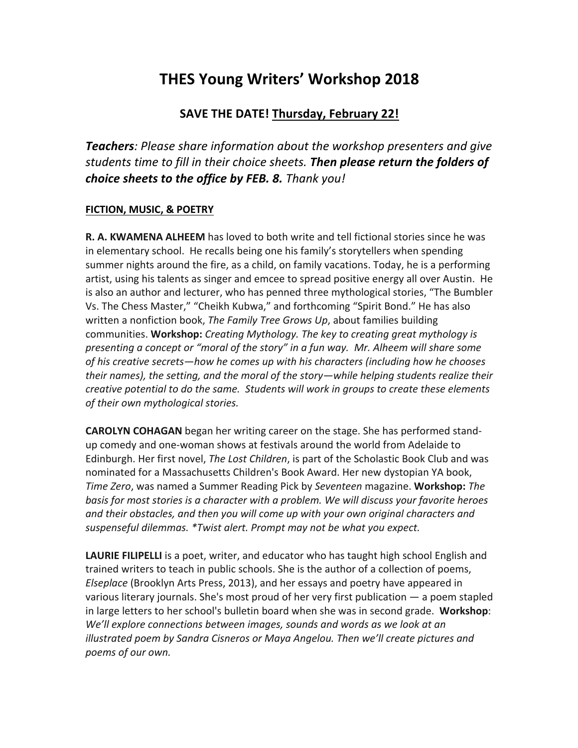# THES Young Writers' Workshop 2018

## SAVE THE DATE! Thursday, February 22!

***Teachers**: Please share information about the workshop presenters and give students time to fill in their choice sheets. **Then please return the folders of choice sheets to the office by FEB. 8.** Thank you!*

**FICTION, MUSIC, & POETRY**

**R. A. KWAMENA ALHEEM** has loved to both write and tell fictional stories since he was in elementary school. He recalls being one his family's storytellers when spending summer nights around the fire, as a child, on family vacations. Today, he is a performing artist, using his talents as singer and emcee to spread positive energy all over Austin. He is also an author and lecturer, who has penned three mythological stories, "The Bumbler Vs. The Chess Master," "Cheikh Kubwa," and forthcoming "Spirit Bond." He has also written a nonfiction book, *The Family Tree Grows Up*, about families building communities. **Workshop:** *Creating Mythology. The key to creating great mythology is presenting a concept or "moral of the story" in a fun way. Mr. Alheem will share some of his creative secrets—how he comes up with his characters (including how he chooses their names), the setting, and the moral of the story—while helping students realize their creative potential to do the same. Students will work in groups to create these elements of their own mythological stories.*

**CAROLYN COHAGAN** began her writing career on the stage. She has performed stand-up comedy and one-woman shows at festivals around the world from Adelaide to Edinburgh. Her first novel, *The Lost Children*, is part of the Scholastic Book Club and was nominated for a Massachusetts Children's Book Award. Her new dystopian YA book, *Time Zero*, was named a Summer Reading Pick by *Seventeen* magazine. **Workshop:** *The basis for most stories is a character with a problem. We will discuss your favorite heroes and their obstacles, and then you will come up with your own original characters and suspenseful dilemmas. *Twist alert. Prompt may not be what you expect.*

**LAURIE FILIPELLI** is a poet, writer, and educator who has taught high school English and trained writers to teach in public schools. She is the author of a collection of poems, *Elseplace* (Brooklyn Arts Press, 2013), and her essays and poetry have appeared in various literary journals. She's most proud of her very first publication — a poem stapled in large letters to her school's bulletin board when she was in second grade. **Workshop**: *We'll explore connections between images, sounds and words as we look at an illustrated poem by Sandra Cisneros or Maya Angelou. Then we'll create pictures and poems of our own.*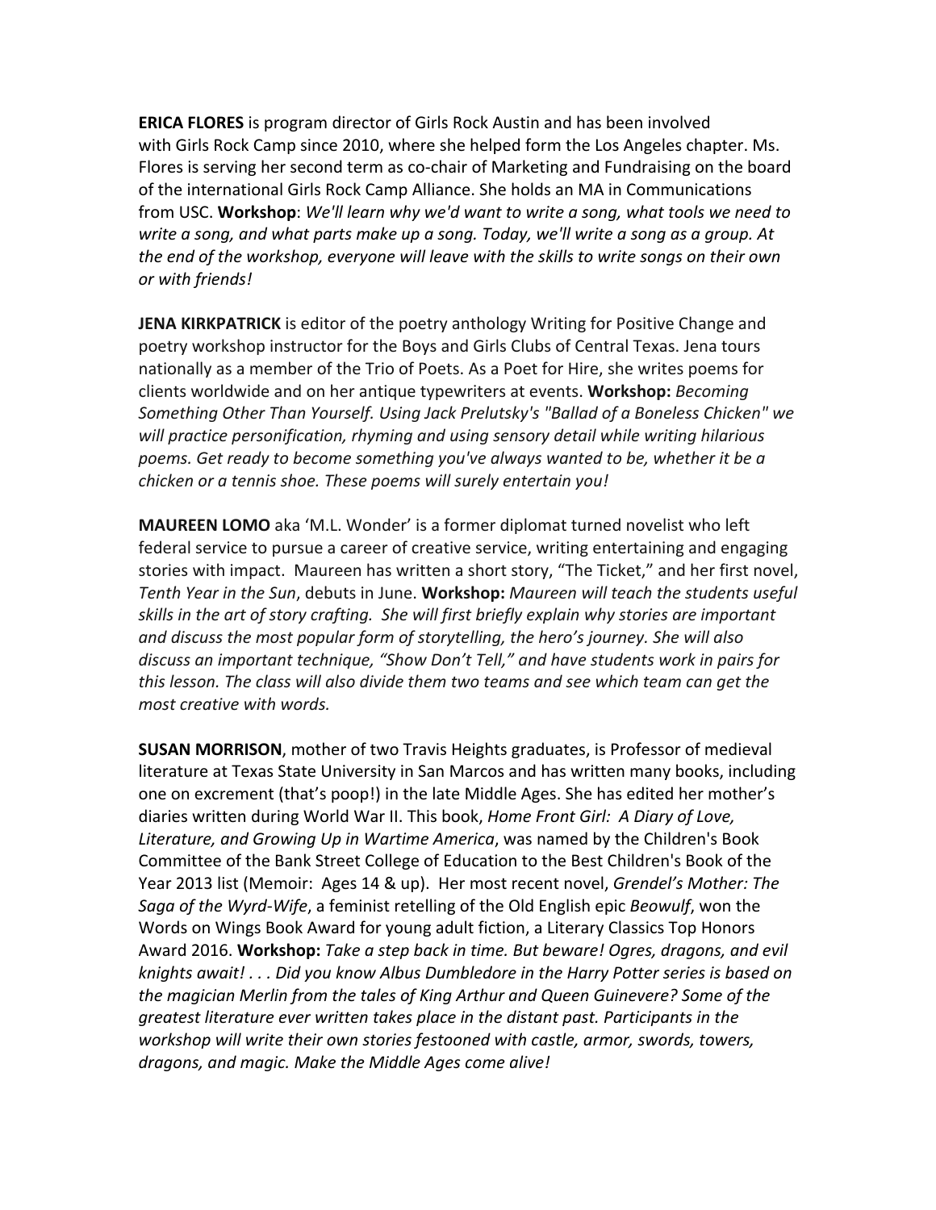**ERICA FLORES** is program director of Girls Rock Austin and has been involved with Girls Rock Camp since 2010, where she helped form the Los Angeles chapter. Ms. Flores is serving her second term as co-chair of Marketing and Fundraising on the board of the international Girls Rock Camp Alliance. She holds an MA in Communications from USC. **Workshop**: *We'll learn why we'd want to write a song, what tools we need to write a song, and what parts make up a song. Today, we'll write a song as a group. At the end of the workshop, everyone will leave with the skills to write songs on their own or with friends!*

**JENA KIRKPATRICK** is editor of the poetry anthology Writing for Positive Change and poetry workshop instructor for the Boys and Girls Clubs of Central Texas. Jena tours nationally as a member of the Trio of Poets. As a Poet for Hire, she writes poems for clients worldwide and on her antique typewriters at events. **Workshop:** *Becoming Something Other Than Yourself. Using Jack Prelutsky's "Ballad of a Boneless Chicken" we will practice personification, rhyming and using sensory detail while writing hilarious poems. Get ready to become something you've always wanted to be, whether it be a chicken or a tennis shoe. These poems will surely entertain you!*

**MAUREEN LOMO** aka 'M.L. Wonder' is a former diplomat turned novelist who left federal service to pursue a career of creative service, writing entertaining and engaging stories with impact. Maureen has written a short story, "The Ticket," and her first novel, *Tenth Year in the Sun*, debuts in June. **Workshop:** *Maureen will teach the students useful skills in the art of story crafting. She will first briefly explain why stories are important and discuss the most popular form of storytelling, the hero's journey. She will also discuss an important technique, "Show Don't Tell," and have students work in pairs for this lesson. The class will also divide them two teams and see which team can get the most creative with words.*

**SUSAN MORRISON**, mother of two Travis Heights graduates, is Professor of medieval literature at Texas State University in San Marcos and has written many books, including one on excrement (that's poop!) in the late Middle Ages. She has edited her mother's diaries written during World War II. This book, *Home Front Girl: A Diary of Love, Literature, and Growing Up in Wartime America*, was named by the Children's Book Committee of the Bank Street College of Education to the Best Children's Book of the Year 2013 list (Memoir: Ages 14 & up). Her most recent novel, *Grendel's Mother: The Saga of the Wyrd-Wife*, a feminist retelling of the Old English epic *Beowulf*, won the Words on Wings Book Award for young adult fiction, a Literary Classics Top Honors Award 2016. **Workshop:** *Take a step back in time. But beware! Ogres, dragons, and evil knights await! . . . Did you know Albus Dumbledore in the Harry Potter series is based on the magician Merlin from the tales of King Arthur and Queen Guinevere? Some of the greatest literature ever written takes place in the distant past. Participants in the workshop will write their own stories festooned with castle, armor, swords, towers, dragons, and magic. Make the Middle Ages come alive!*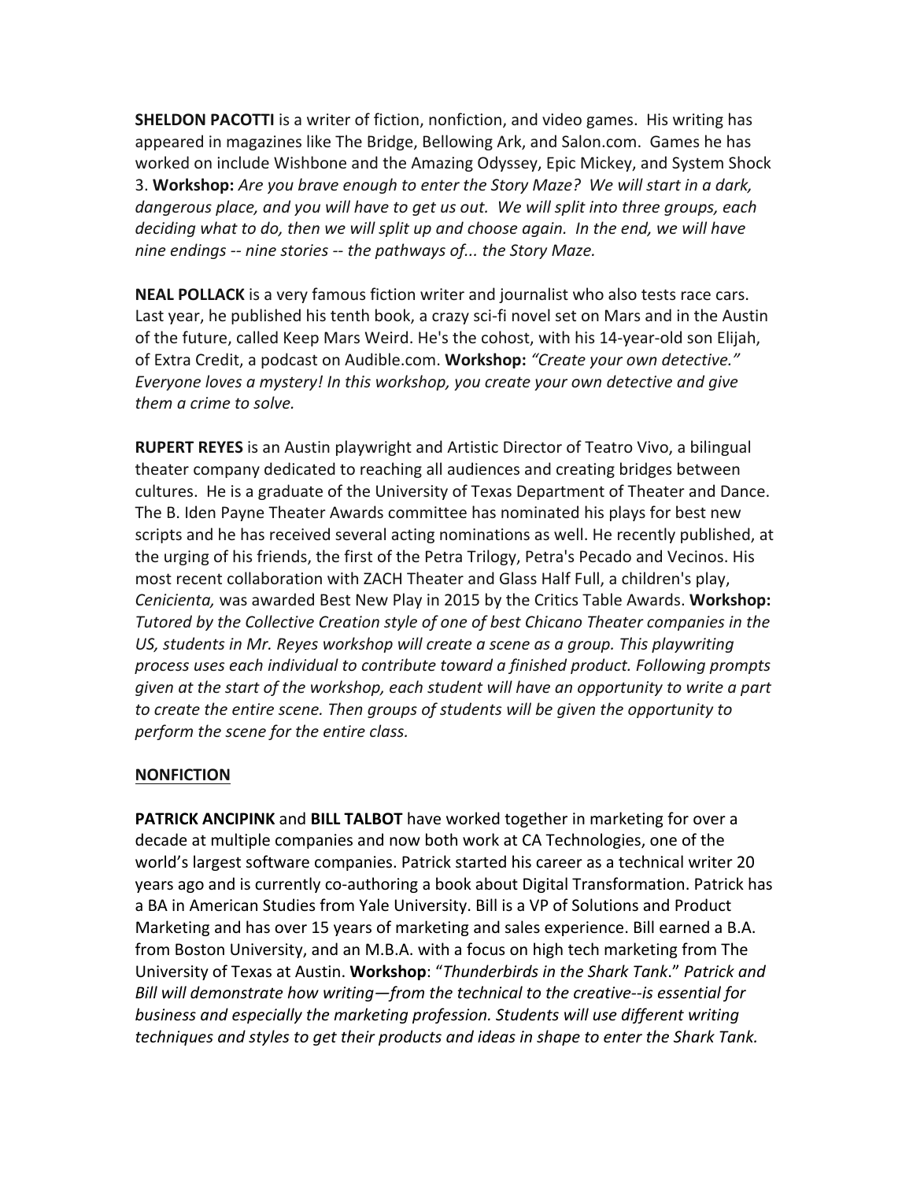**SHELDON PACOTTI** is a writer of fiction, nonfiction, and video games. His writing has appeared in magazines like The Bridge, Bellowing Ark, and Salon.com. Games he has worked on include Wishbone and the Amazing Odyssey, Epic Mickey, and System Shock 3. **Workshop:** *Are you brave enough to enter the Story Maze? We will start in a dark, dangerous place, and you will have to get us out. We will split into three groups, each deciding what to do, then we will split up and choose again. In the end, we will have nine endings -- nine stories -- the pathways of... the Story Maze.*

**NEAL POLLACK** is a very famous fiction writer and journalist who also tests race cars. Last year, he published his tenth book, a crazy sci-fi novel set on Mars and in the Austin of the future, called Keep Mars Weird. He's the cohost, with his 14-year-old son Elijah, of Extra Credit, a podcast on Audible.com. **Workshop:** *"Create your own detective." Everyone loves a mystery! In this workshop, you create your own detective and give them a crime to solve.*

**RUPERT REYES** is an Austin playwright and Artistic Director of Teatro Vivo, a bilingual theater company dedicated to reaching all audiences and creating bridges between cultures. He is a graduate of the University of Texas Department of Theater and Dance. The B. Iden Payne Theater Awards committee has nominated his plays for best new scripts and he has received several acting nominations as well. He recently published, at the urging of his friends, the first of the Petra Trilogy, Petra's Pecado and Vecinos. His most recent collaboration with ZACH Theater and Glass Half Full, a children's play, *Cenicienta,* was awarded Best New Play in 2015 by the Critics Table Awards. **Workshop:** *Tutored by the Collective Creation style of one of best Chicano Theater companies in the US, students in Mr. Reyes workshop will create a scene as a group. This playwriting process uses each individual to contribute toward a finished product. Following prompts given at the start of the workshop, each student will have an opportunity to write a part to create the entire scene. Then groups of students will be given the opportunity to perform the scene for the entire class.*

## NONFICTION

**PATRICK ANCIPINK** and **BILL TALBOT** have worked together in marketing for over a decade at multiple companies and now both work at CA Technologies, one of the world's largest software companies. Patrick started his career as a technical writer 20 years ago and is currently co-authoring a book about Digital Transformation. Patrick has a BA in American Studies from Yale University. Bill is a VP of Solutions and Product Marketing and has over 15 years of marketing and sales experience. Bill earned a B.A. from Boston University, and an M.B.A. with a focus on high tech marketing from The University of Texas at Austin. **Workshop**: "*Thunderbirds in the Shark Tank*." *Patrick and Bill will demonstrate how writing—from the technical to the creative--is essential for business and especially the marketing profession. Students will use different writing techniques and styles to get their products and ideas in shape to enter the Shark Tank.*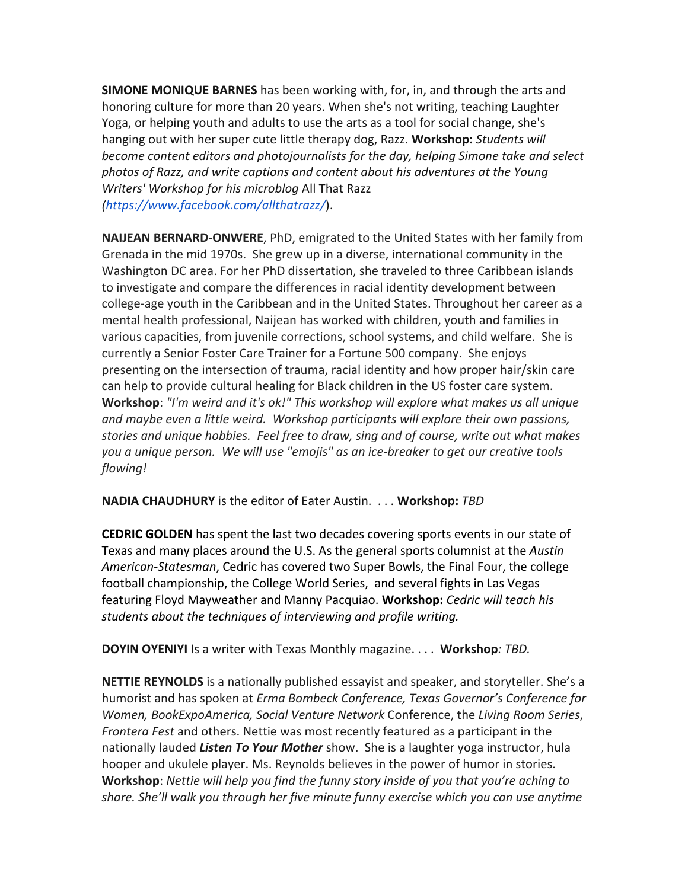**SIMONE MONIQUE BARNES** has been working with, for, in, and through the arts and honoring culture for more than 20 years. When she's not writing, teaching Laughter Yoga, or helping youth and adults to use the arts as a tool for social change, she's hanging out with her super cute little therapy dog, Razz. **Workshop:** *Students will become content editors and photojournalists for the day, helping Simone take and select photos of Razz, and write captions and content about his adventures at the Young Writers' Workshop for his microblog* All That Razz *(https://www.facebook.com/allthatrazz/)*.

**NAIJEAN BERNARD-ONWERE**, PhD, emigrated to the United States with her family from Grenada in the mid 1970s. She grew up in a diverse, international community in the Washington DC area. For her PhD dissertation, she traveled to three Caribbean islands to investigate and compare the differences in racial identity development between college-age youth in the Caribbean and in the United States. Throughout her career as a mental health professional, Naijean has worked with children, youth and families in various capacities, from juvenile corrections, school systems, and child welfare. She is currently a Senior Foster Care Trainer for a Fortune 500 company. She enjoys presenting on the intersection of trauma, racial identity and how proper hair/skin care can help to provide cultural healing for Black children in the US foster care system. **Workshop**: *"I'm weird and it's ok!" This workshop will explore what makes us all unique and maybe even a little weird. Workshop participants will explore their own passions, stories and unique hobbies. Feel free to draw, sing and of course, write out what makes you a unique person. We will use "emojis" as an ice-breaker to get our creative tools flowing!*

**NADIA CHAUDHURY** is the editor of Eater Austin. . . . **Workshop:** *TBD*

**CEDRIC GOLDEN** has spent the last two decades covering sports events in our state of Texas and many places around the U.S. As the general sports columnist at the *Austin American-Statesman*, Cedric has covered two Super Bowls, the Final Four, the college football championship, the College World Series, and several fights in Las Vegas featuring Floyd Mayweather and Manny Pacquiao. **Workshop:** *Cedric will teach his students about the techniques of interviewing and profile writing.*

**DOYIN OYENIYI** Is a writer with Texas Monthly magazine. . . . **Workshop***: TBD.*

**NETTIE REYNOLDS** is a nationally published essayist and speaker, and storyteller. She's a humorist and has spoken at *Erma Bombeck Conference, Texas Governor's Conference for Women, BookExpoAmerica, Social Venture Network* Conference, the *Living Room Series*, *Frontera Fest* and others. Nettie was most recently featured as a participant in the nationally lauded ***Listen To Your Mother*** show. She is a laughter yoga instructor, hula hooper and ukulele player. Ms. Reynolds believes in the power of humor in stories. **Workshop**: *Nettie will help you find the funny story inside of you that you're aching to share. She'll walk you through her five minute funny exercise which you can use anytime*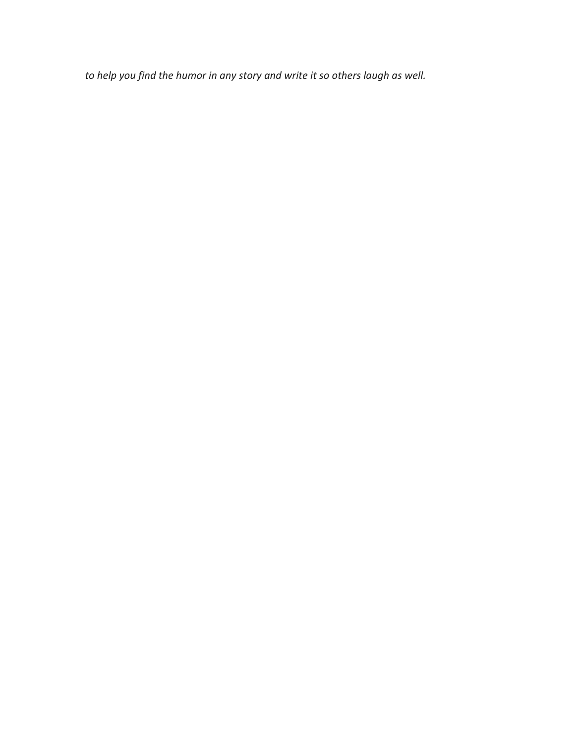*to help you find the humor in any story and write it so others laugh as well.*